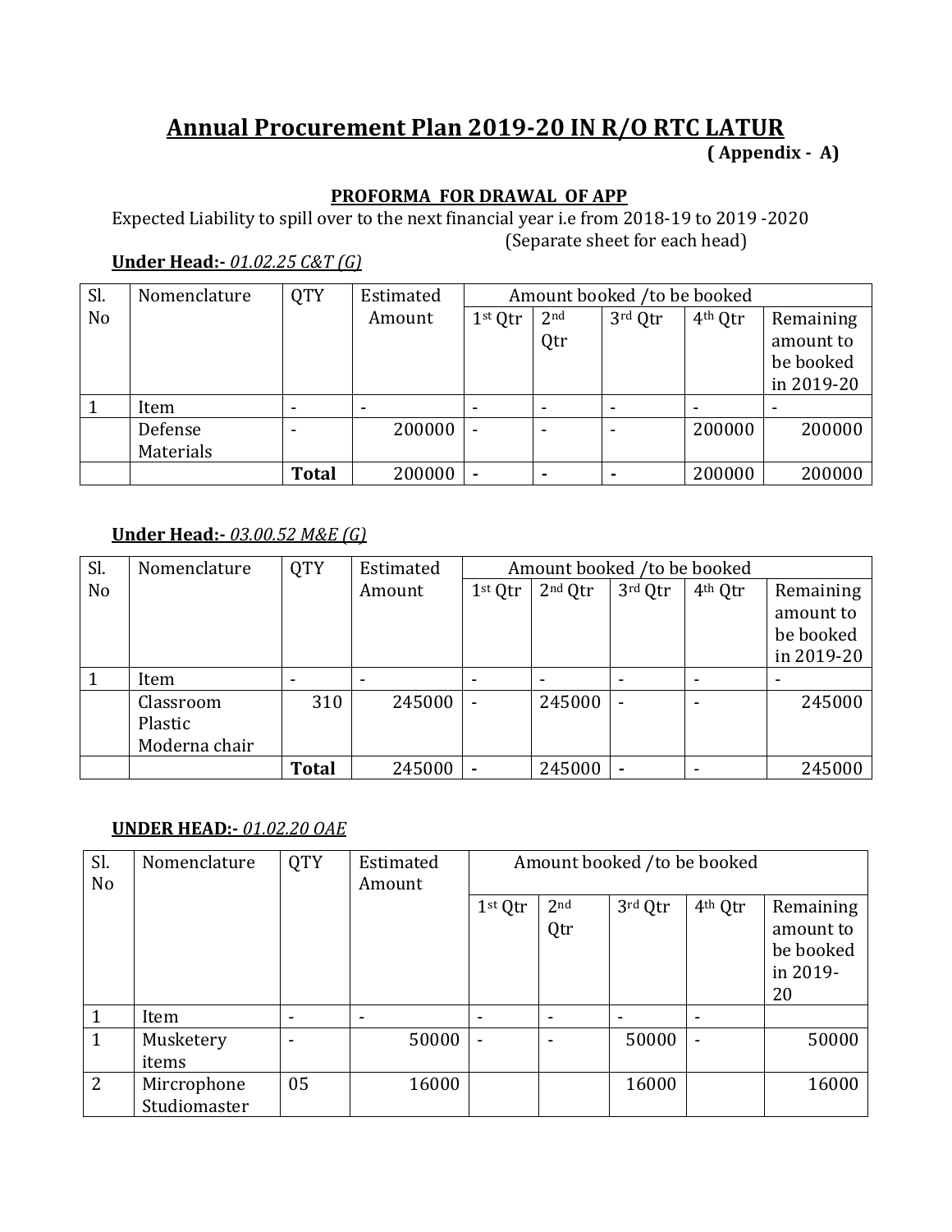# Annual Procurement Plan 2019-20 IN R/O RTC LATUR

**( Appendix - A)**

**PROFORMA FOR DRAWAL OF APP**

Expected Liability to spill over to the next financial year i.e from 2018-19 to 2019 -2020

(Separate sheet for each head)

**Under Head:-** *01.02.25 C&T (G)*

| Sl. No | Nomenclature | QTY | Estimated Amount | Amount booked /to be booked | | | | |
|---|---|---|---|---|---|---|---|---|
| | | | | 1st Qtr | 2nd Qtr | 3rd Qtr | 4th Qtr | Remaining amount to be booked in 2019-20 |
| 1 | Item | - | - | - | - | - | - | - |
| | Defense Materials | - | 200000 | - | - | - | 200000 | 200000 |
| | | **Total** | 200000 | **-** | **-** | **-** | 200000 | 200000 |

**Under Head:-** *03.00.52 M&E (G)*

| Sl. No | Nomenclature | QTY | Estimated Amount | Amount booked /to be booked | | | | |
|---|---|---|---|---|---|---|---|---|
| | | | | 1st Qtr | 2nd Qtr | 3rd Qtr | 4th Qtr | Remaining amount to be booked in 2019-20 |
| 1 | Item | - | - | - | - | - | - | - |
| | Classroom Plastic Moderna chair | 310 | 245000 | - | 245000 | - | - | 245000 |
| | | **Total** | 245000 | **-** | 245000 | **-** | - | 245000 |

**UNDER HEAD:-** *01.02.20 OAE*

| Sl. No | Nomenclature | QTY | Estimated Amount | Amount booked /to be booked | | | | |
|---|---|---|---|---|---|---|---|---|
| | | | | 1st Qtr | 2nd Qtr | 3rd Qtr | 4th Qtr | Remaining amount to be booked in 2019-20 |
| 1 | Item | - | - | - | - | - | - | |
| 1 | Musketery items | - | 50000 | - | - | 50000 | - | 50000 |
| 2 | Mircrophone Studiomaster | 05 | 16000 | | | 16000 | | 16000 |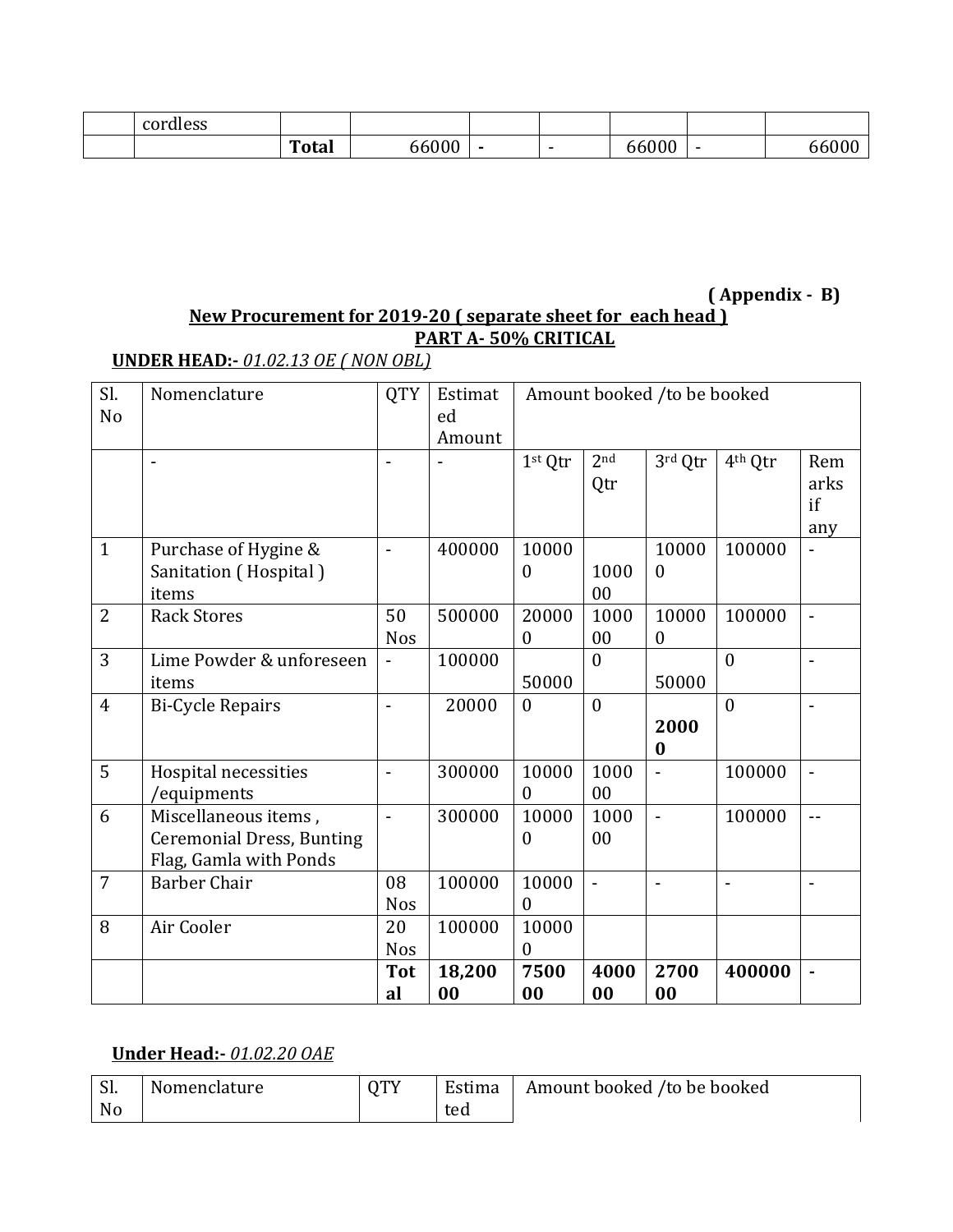|  | cordless |  |  |  |  |  |  |  |
|---|---|---|---|---|---|---|---|---|
|  |  | **Total** | 66000 | - | - | 66000 | - | 66000 |

**( Appendix - B)**

**New Procurement for 2019-20 ( separate sheet for each head )**

**PART A- 50% CRITICAL**

**UNDER HEAD:-** *01.02.13 OE ( NON OBL)*

| Sl. No | Nomenclature | QTY | Estimated Amount | Amount booked /to be booked | | | | |
|---|---|---|---|---|---|---|---|---|
|  | - | - | - | 1st Qtr | 2nd Qtr | 3rd Qtr | 4th Qtr | Remarks if any |
| 1 | Purchase of Hygine & Sanitation ( Hospital ) items | - | 400000 | 100000 | 100000 | 100000 | 100000 | - |
| 2 | Rack Stores | 50 Nos | 500000 | 200000 | 100000 | 100000 | 100000 | - |
| 3 | Lime Powder & unforeseen items | - | 100000 | 50000 | 0 | 50000 | 0 | - |
| 4 | Bi-Cycle Repairs | - | 20000 | 0 | 0 | **20000** | 0 | - |
| 5 | Hospital necessities /equipments | - | 300000 | 100000 | 100000 | - | 100000 | - |
| 6 | Miscellaneous items , Ceremonial Dress, Bunting Flag, Gamla with Ponds | - | 300000 | 100000 | 100000 | - | 100000 | -- |
| 7 | Barber Chair | 08 Nos | 100000 | 100000 | - | - | - | - |
| 8 | Air Cooler | 20 Nos | 100000 | 100000 |  |  |  |  |
|  |  | **Total** | **18,20000** | **750000** | **400000** | **270000** | **400000** | **-** |

**Under Head:-** *01.02.20 OAE*

| Sl. No | Nomenclature | QTY | Estimated | Amount booked /to be booked |
|---|---|---|---|---|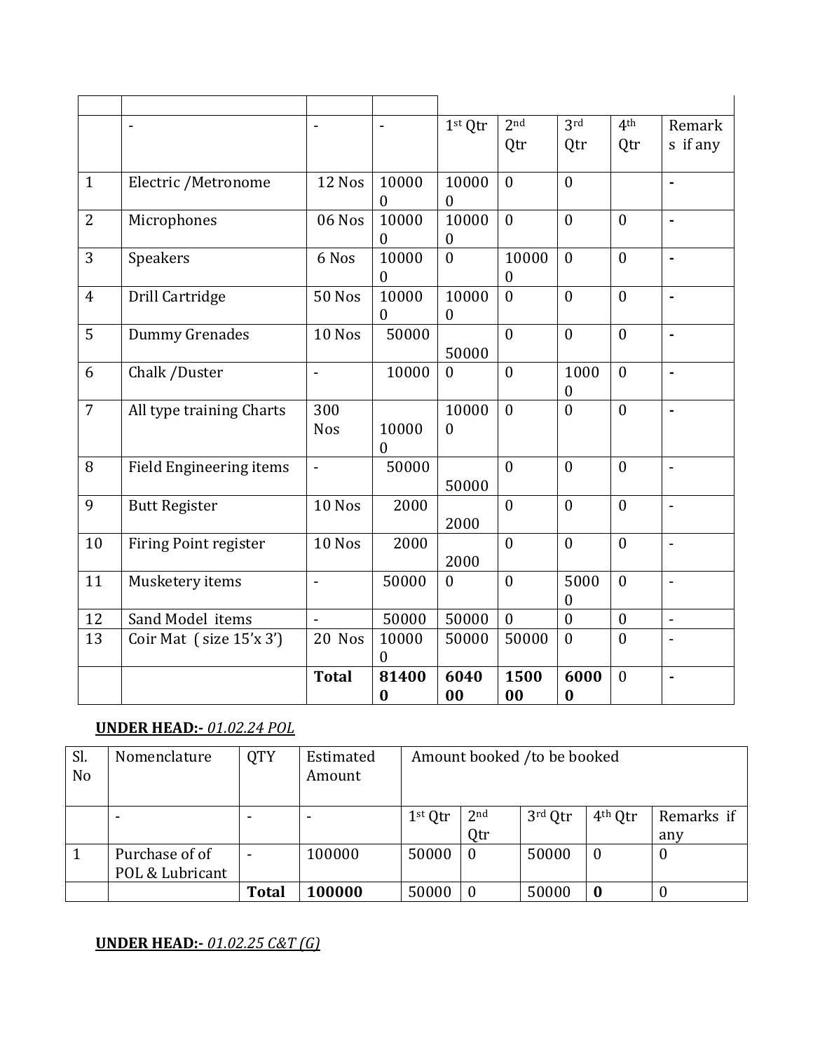| | | | | | | | | |
|---|---|---|---|---|---|---|---|---|
| | - | - | - | 1st Qtr | 2nd Qtr | 3rd Qtr | 4th Qtr | Remarks if any |
| 1 | Electric /Metronome | 12 Nos | 100000 | 100000 | 0 | 0 | | - |
| 2 | Microphones | 06 Nos | 100000 | 100000 | 0 | 0 | 0 | - |
| 3 | Speakers | 6 Nos | 100000 | 0 | 100000 | 0 | 0 | - |
| 4 | Drill Cartridge | 50 Nos | 100000 | 100000 | 0 | 0 | 0 | - |
| 5 | Dummy Grenades | 10 Nos | 50000 | 50000 | 0 | 0 | 0 | - |
| 6 | Chalk /Duster | - | 10000 | 0 | 0 | 10000 | 0 | - |
| 7 | All type training Charts | 300 Nos | 100000 | 100000 | 0 | 0 | 0 | - |
| 8 | Field Engineering items | - | 50000 | 50000 | 0 | 0 | 0 | - |
| 9 | Butt Register | 10 Nos | 2000 | 2000 | 0 | 0 | 0 | - |
| 10 | Firing Point register | 10 Nos | 2000 | 2000 | 0 | 0 | 0 | - |
| 11 | Musketery items | - | 50000 | 0 | 0 | 50000 | 0 | - |
| 12 | Sand Model items | - | 50000 | 50000 | 0 | 0 | 0 | - |
| 13 | Coir Mat ( size 15'x 3') | 20 Nos | 100000 | 50000 | 50000 | 0 | 0 | - |
| | | **Total** | **814000** | **604000** | **150000** | **60000** | 0 | - |

**UNDER HEAD:-** *01.02.24 POL*

| Sl. No | Nomenclature | QTY | Estimated Amount | Amount booked /to be booked | | | | |
|---|---|---|---|---|---|---|---|---|
| | - | - | - | 1st Qtr | 2nd Qtr | 3rd Qtr | 4th Qtr | Remarks if any |
| 1 | Purchase of of POL & Lubricant | - | 100000 | 50000 | 0 | 50000 | 0 | 0 |
| | | **Total** | **100000** | 50000 | 0 | 50000 | **0** | 0 |

**UNDER HEAD:-** *01.02.25 C&T (G)*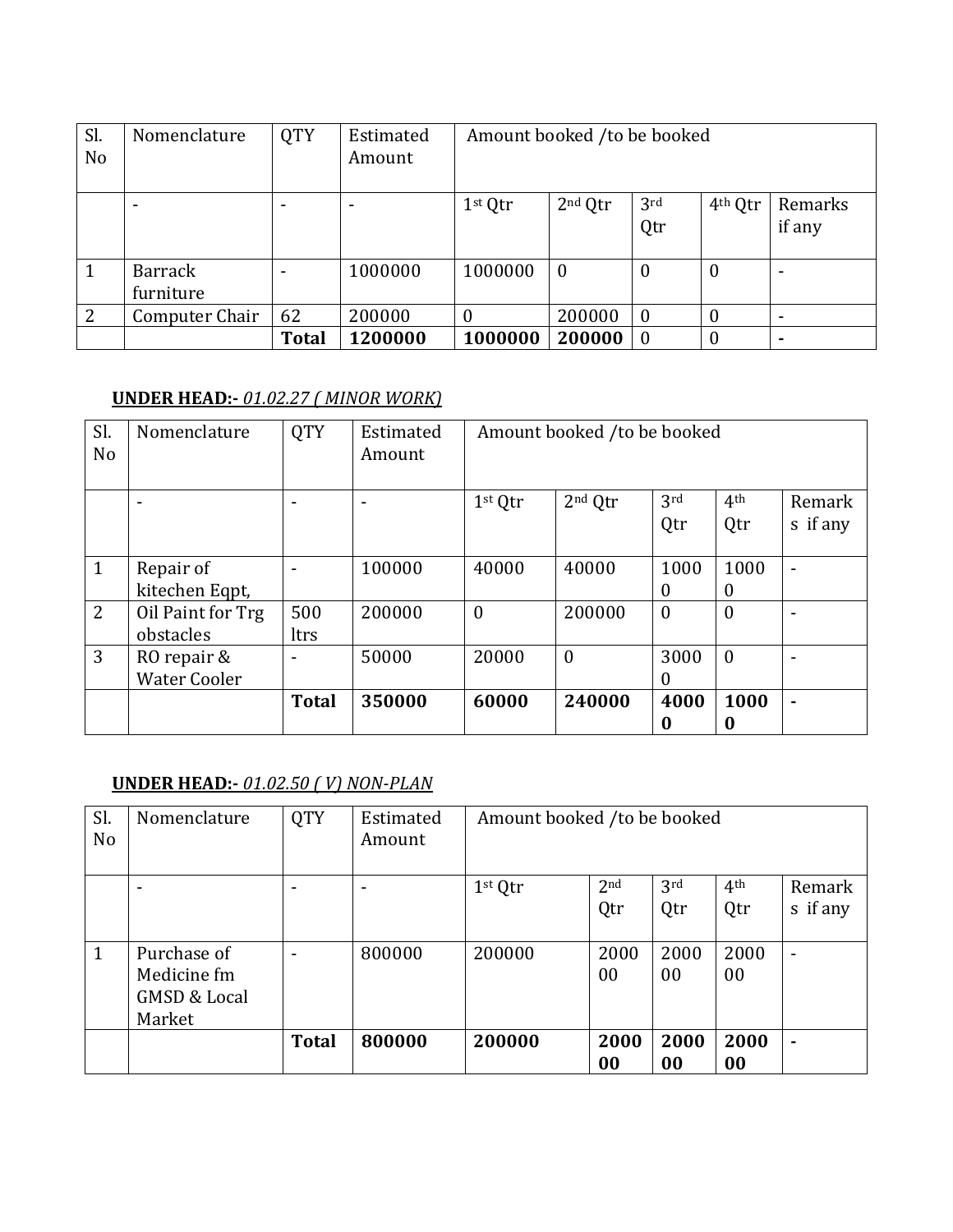| Sl. No | Nomenclature | QTY | Estimated Amount | Amount booked /to be booked | | | | |
|---|---|---|---|---|---|---|---|---|
| | - | - | - | 1st Qtr | 2nd Qtr | 3rd Qtr | 4th Qtr | Remarks if any |
| 1 | Barrack furniture | - | 1000000 | 1000000 | 0 | 0 | 0 | - |
| 2 | Computer Chair | 62 | 200000 | 0 | 200000 | 0 | 0 | - |
| | | **Total** | **1200000** | **1000000** | **200000** | 0 | 0 | **-** |

**UNDER HEAD:-** *01.02.27 ( MINOR WORK)*

| Sl. No | Nomenclature | QTY | Estimated Amount | Amount booked /to be booked | | | | |
|---|---|---|---|---|---|---|---|---|
| | - | - | - | 1st Qtr | 2nd Qtr | 3rd Qtr | 4th Qtr | Remarks if any |
| 1 | Repair of kitechen Eqpt, | - | 100000 | 40000 | 40000 | 10000 | 10000 | - |
| 2 | Oil Paint for Trg obstacles | 500 ltrs | 200000 | 0 | 200000 | 0 | 0 | - |
| 3 | RO repair & Water Cooler | - | 50000 | 20000 | 0 | 30000 | 0 | - |
| | | **Total** | **350000** | **60000** | **240000** | **40000** | **10000** | **-** |

**UNDER HEAD:-** *01.02.50 ( V) NON-PLAN*

| Sl. No | Nomenclature | QTY | Estimated Amount | Amount booked /to be booked | | | | |
|---|---|---|---|---|---|---|---|---|
| | - | - | - | 1st Qtr | 2nd Qtr | 3rd Qtr | 4th Qtr | Remarks if any |
| 1 | Purchase of Medicine fm GMSD & Local Market | - | 800000 | 200000 | 200000 | 200000 | 200000 | - |
| | | **Total** | **800000** | **200000** | **200000** | **200000** | **200000** | **-** |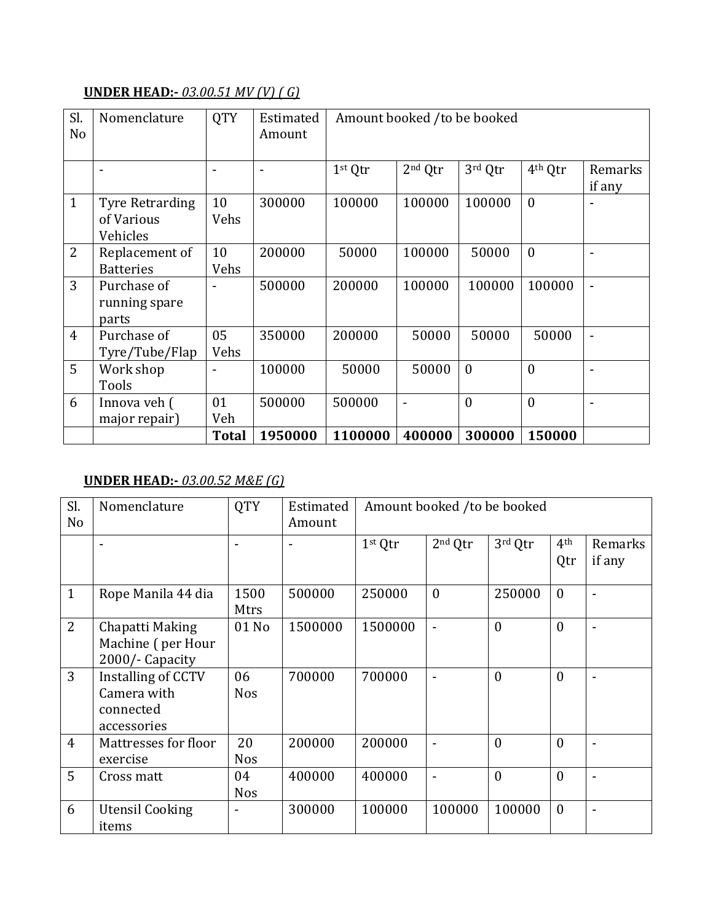**UNDER HEAD:-** *03.00.51 MV (V) ( G)*

| Sl. No | Nomenclature | QTY | Estimated Amount | Amount booked /to be booked | | | | |
|---|---|---|---|---|---|---|---|---|
| | - | - | - | 1st Qtr | 2nd Qtr | 3rd Qtr | 4th Qtr | Remarks if any |
| 1 | Tyre Retrarding of Various Vehicles | 10 Vehs | 300000 | 100000 | 100000 | 100000 | 0 | - |
| 2 | Replacement of Batteries | 10 Vehs | 200000 | 50000 | 100000 | 50000 | 0 | - |
| 3 | Purchase of running spare parts | - | 500000 | 200000 | 100000 | 100000 | 100000 | - |
| 4 | Purchase of Tyre/Tube/Flap | 05 Vehs | 350000 | 200000 | 50000 | 50000 | 50000 | - |
| 5 | Work shop Tools | - | 100000 | 50000 | 50000 | 0 | 0 | - |
| 6 | Innova veh ( major repair) | 01 Veh | 500000 | 500000 | - | 0 | 0 | - |
| | | **Total** | **1950000** | **1100000** | **400000** | **300000** | **150000** | |

**UNDER HEAD:-** *03.00.52 M&E (G)*

| Sl. No | Nomenclature | QTY | Estimated Amount | Amount booked /to be booked | | | | |
|---|---|---|---|---|---|---|---|---|
| | - | - | - | 1st Qtr | 2nd Qtr | 3rd Qtr | 4th Qtr | Remarks if any |
| 1 | Rope Manila 44 dia | 1500 Mtrs | 500000 | 250000 | 0 | 250000 | 0 | - |
| 2 | Chapatti Making Machine ( per Hour 2000/- Capacity | 01 No | 1500000 | 1500000 | - | 0 | 0 | - |
| 3 | Installing of CCTV Camera with connected accessories | 06 Nos | 700000 | 700000 | - | 0 | 0 | - |
| 4 | Mattresses for floor exercise | 20 Nos | 200000 | 200000 | - | 0 | 0 | - |
| 5 | Cross matt | 04 Nos | 400000 | 400000 | - | 0 | 0 | - |
| 6 | Utensil Cooking items | - | 300000 | 100000 | 100000 | 100000 | 0 | - |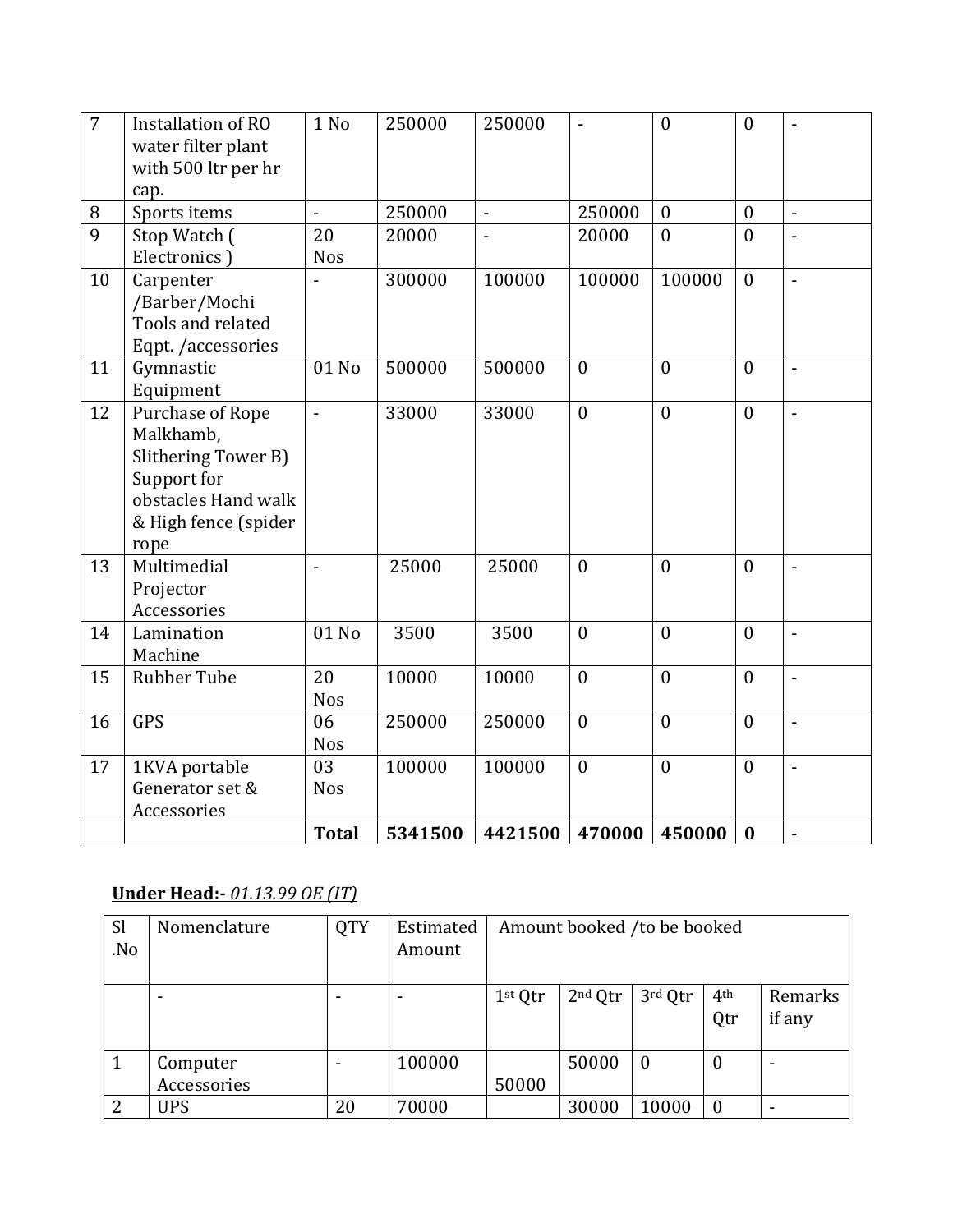| 7 | Installation of RO water filter plant with 500 ltr per hr cap. | 1 No | 250000 | 250000 | - | 0 | 0 | - |
|---|---|---|---|---|---|---|---|---|
| 8 | Sports items | - | 250000 | - | 250000 | 0 | 0 | - |
| 9 | Stop Watch ( Electronics ) | 20 Nos | 20000 | - | 20000 | 0 | 0 | - |
| 10 | Carpenter /Barber/Mochi Tools and related Eqpt. /accessories | - | 300000 | 100000 | 100000 | 100000 | 0 | - |
| 11 | Gymnastic Equipment | 01 No | 500000 | 500000 | 0 | 0 | 0 | - |
| 12 | Purchase of Rope Malkhamb, Slithering Tower B) Support for obstacles Hand walk & High fence (spider rope | - | 33000 | 33000 | 0 | 0 | 0 | - |
| 13 | Multimedial Projector Accessories | - | 25000 | 25000 | 0 | 0 | 0 | - |
| 14 | Lamination Machine | 01 No | 3500 | 3500 | 0 | 0 | 0 | - |
| 15 | Rubber Tube | 20 Nos | 10000 | 10000 | 0 | 0 | 0 | - |
| 16 | GPS | 06 Nos | 250000 | 250000 | 0 | 0 | 0 | - |
| 17 | 1KVA portable Generator set & Accessories | 03 Nos | 100000 | 100000 | 0 | 0 | 0 | - |
| | | **Total** | **5341500** | **4421500** | **470000** | **450000** | **0** | - |

**Under Head:-** ***01.13.99 OE (IT)***

| Sl .No | Nomenclature | QTY | Estimated Amount | Amount booked /to be booked | | | | |
|---|---|---|---|---|---|---|---|---|
| | - | - | - | 1st Qtr | 2nd Qtr | 3rd Qtr | 4th Qtr | Remarks if any |
| 1 | Computer Accessories | - | 100000 | 50000 | 50000 | 0 | 0 | - |
| 2 | UPS | 20 | 70000 | | 30000 | 10000 | 0 | - |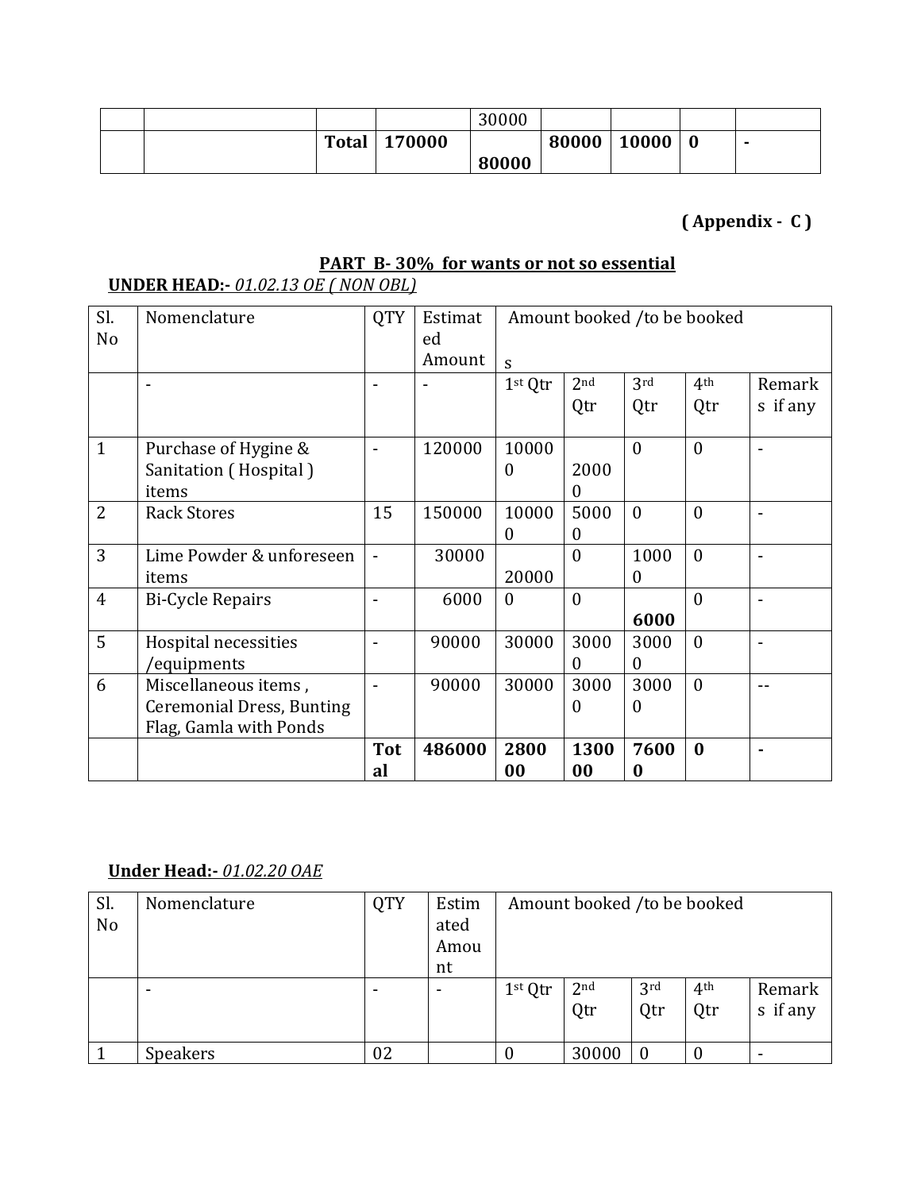| | | | | 30000 | | | | |
|---|---|---|---|---|---|---|---|---|
| | | **Total** | **170000** | **80000** | **80000** | **10000** | **0** | **-** |

**( Appendix - C )**

## PART B- 30% for wants or not so essential

**UNDER HEAD:-** *01.02.13 OE ( NON OBL)*

| Sl. No | Nomenclature | QTY | Estimated Amount | Amount booked /to be booked s | | | | |
|---|---|---|---|---|---|---|---|---|
| | - | - | - | 1st Qtr | 2nd Qtr | 3rd Qtr | 4th Qtr | Remarks if any |
| 1 | Purchase of Hygine & Sanitation ( Hospital ) items | - | 120000 | 100000 | 20000 | 0 | 0 | - |
| 2 | Rack Stores | 15 | 150000 | 100000 | 50000 | 0 | 0 | - |
| 3 | Lime Powder & unforeseen items | - | 30000 | 20000 | 0 | 10000 | 0 | - |
| 4 | Bi-Cycle Repairs | - | 6000 | 0 | 0 | **6000** | 0 | - |
| 5 | Hospital necessities /equipments | - | 90000 | 30000 | 30000 | 30000 | 0 | - |
| 6 | Miscellaneous items , Ceremonial Dress, Bunting Flag, Gamla with Ponds | - | 90000 | 30000 | 30000 | 30000 | 0 | -- |
| | | **Total** | **486000** | **280000** | **130000** | **76000** | **0** | **-** |

**Under Head:-** *01.02.20 OAE*

| Sl. No | Nomenclature | QTY | Estimated Amount | Amount booked /to be booked | | | | |
|---|---|---|---|---|---|---|---|---|
| | - | - | - | 1st Qtr | 2nd Qtr | 3rd Qtr | 4th Qtr | Remarks if any |
| 1 | Speakers | 02 | | 0 | 30000 | 0 | 0 | - |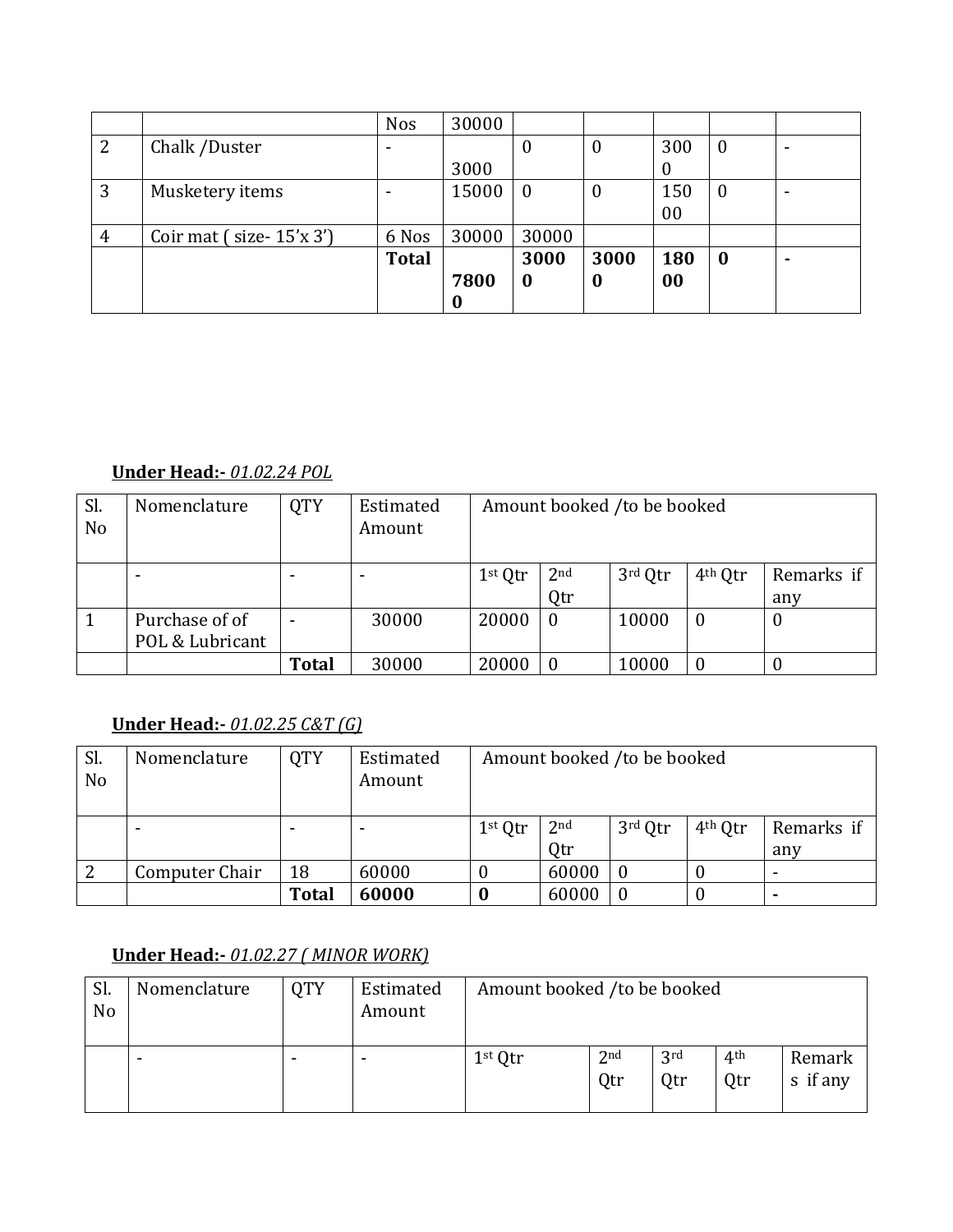| | | Nos | 30000 | | | | | |
|---|---|---|---|---|---|---|---|---|
| 2 | Chalk /Duster | - | 3000 | 0 | 0 | 3000 | 0 | - |
| 3 | Musketery items | - | 15000 | 0 | 0 | 15000 | 0 | - |
| 4 | Coir mat ( size- 15'x 3') | 6 Nos | 30000 | 30000 | | | | |
| | | **Total** | **78000** | **30000** | **30000** | **18000** | **0** | **-** |

**Under Head:-** *01.02.24 POL*

| Sl. No | Nomenclature | QTY | Estimated Amount | Amount booked /to be booked | | | | |
|---|---|---|---|---|---|---|---|---|
| | - | - | - | 1st Qtr | 2nd Qtr | 3rd Qtr | 4th Qtr | Remarks if any |
| 1 | Purchase of of POL & Lubricant | - | 30000 | 20000 | 0 | 10000 | 0 | 0 |
| | | **Total** | 30000 | 20000 | 0 | 10000 | 0 | 0 |

**Under Head:-** *01.02.25 C&T (G)*

| Sl. No | Nomenclature | QTY | Estimated Amount | Amount booked /to be booked | | | | |
|---|---|---|---|---|---|---|---|---|
| | - | - | - | 1st Qtr | 2nd Qtr | 3rd Qtr | 4th Qtr | Remarks if any |
| 2 | Computer Chair | 18 | 60000 | 0 | 60000 | 0 | 0 | - |
| | | **Total** | **60000** | **0** | 60000 | 0 | 0 | **-** |

**Under Head:-** *01.02.27 ( MINOR WORK)*

| Sl. No | Nomenclature | QTY | Estimated Amount | Amount booked /to be booked | | | | |
|---|---|---|---|---|---|---|---|---|
| | - | - | - | 1st Qtr | 2nd Qtr | 3rd Qtr | 4th Qtr | Remarks if any |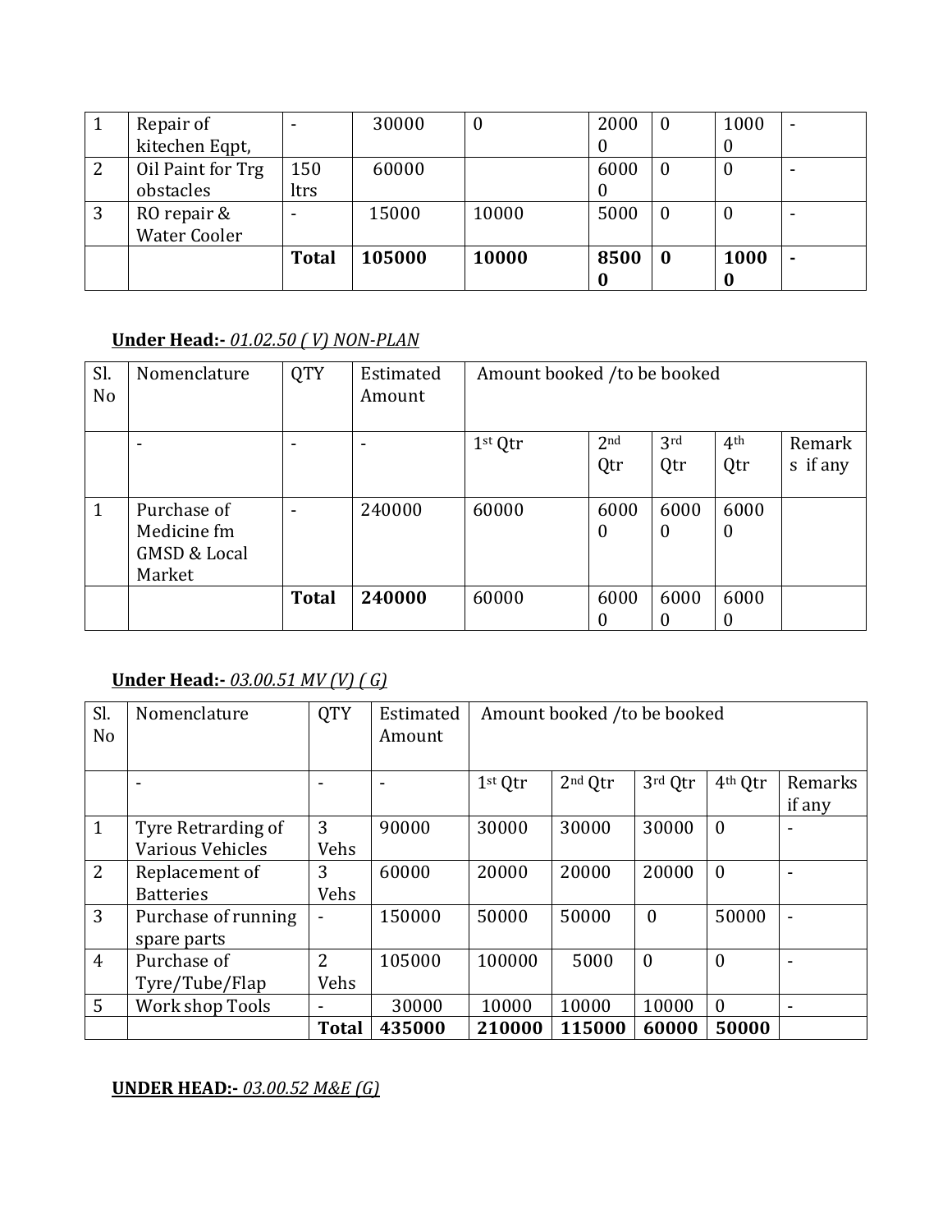| 1 | Repair of kitechen Eqpt, | - | 30000 | 0 | 20000 | 0 | 10000 | - |
|---|---|---|---|---|---|---|---|---|
| 2 | Oil Paint for Trg obstacles | 150 ltrs | 60000 | | 60000 | 0 | 0 | - |
| 3 | RO repair & Water Cooler | - | 15000 | 10000 | 5000 | 0 | 0 | - |
| | | **Total** | **105000** | **10000** | **85000** | **0** | **10000** | **-** |

**Under Head:-** *01.02.50 ( V) NON-PLAN*

| Sl. No | Nomenclature | QTY | Estimated Amount | Amount booked /to be booked | | | | |
|---|---|---|---|---|---|---|---|---|
| | - | - | - | 1st Qtr | 2nd Qtr | 3rd Qtr | 4th Qtr | Remarks if any |
| 1 | Purchase of Medicine fm GMSD & Local Market | - | 240000 | 60000 | 60000 | 60000 | 60000 | |
| | | **Total** | **240000** | 60000 | 60000 | 60000 | 60000 | |

**Under Head:-** *03.00.51 MV (V) ( G)*

| Sl. No | Nomenclature | QTY | Estimated Amount | Amount booked /to be booked | | | | |
|---|---|---|---|---|---|---|---|---|
| | - | - | - | 1st Qtr | 2nd Qtr | 3rd Qtr | 4th Qtr | Remarks if any |
| 1 | Tyre Retrarding of Various Vehicles | 3 Vehs | 90000 | 30000 | 30000 | 30000 | 0 | - |
| 2 | Replacement of Batteries | 3 Vehs | 60000 | 20000 | 20000 | 20000 | 0 | - |
| 3 | Purchase of running spare parts | - | 150000 | 50000 | 50000 | 0 | 50000 | - |
| 4 | Purchase of Tyre/Tube/Flap | 2 Vehs | 105000 | 100000 | 5000 | 0 | 0 | - |
| 5 | Work shop Tools | - | 30000 | 10000 | 10000 | 10000 | 0 | - |
| | | **Total** | **435000** | **210000** | **115000** | **60000** | **50000** | |

**UNDER HEAD:-** *03.00.52 M&E (G)*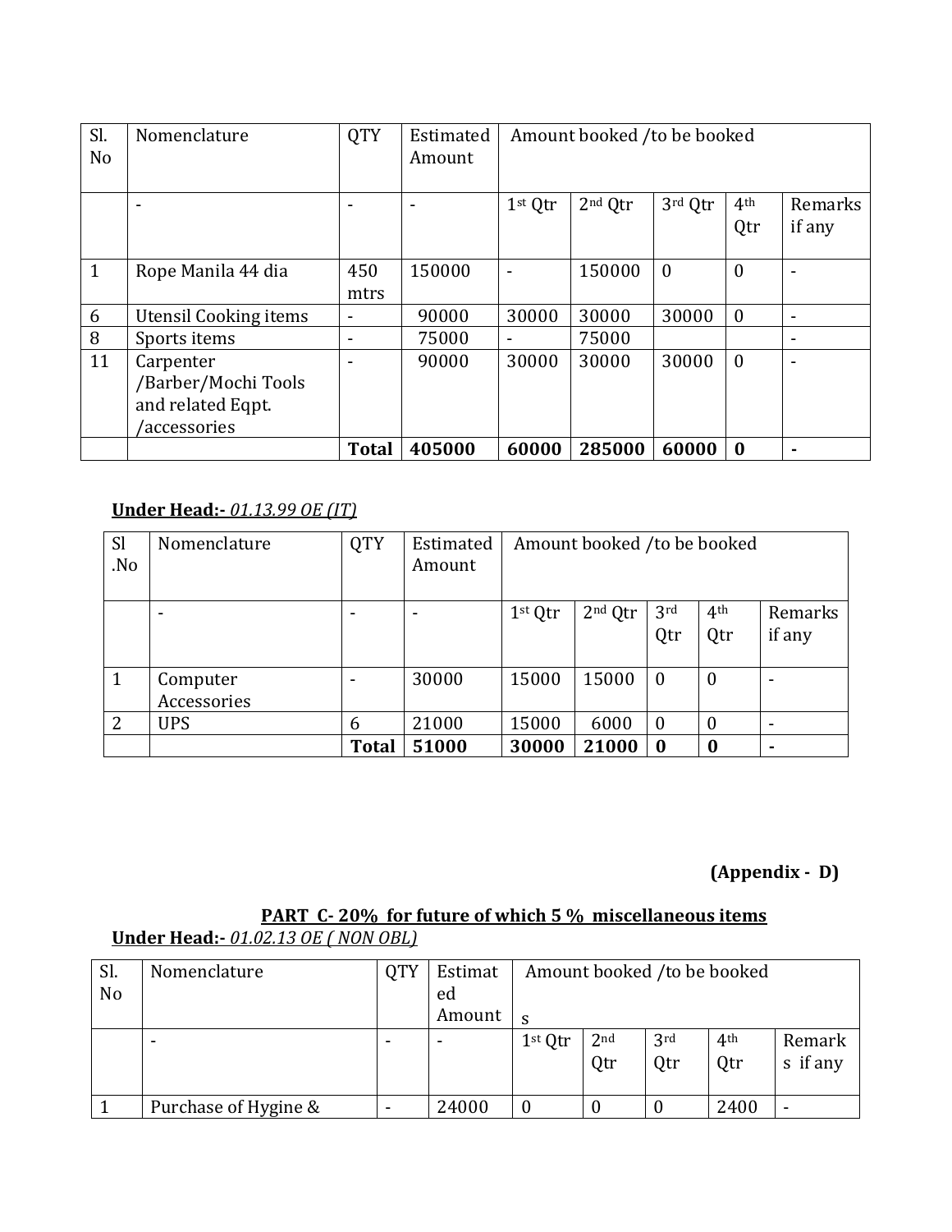| Sl. No | Nomenclature | QTY | Estimated Amount | Amount booked /to be booked | | | | |
|---|---|---|---|---|---|---|---|---|
| | - | - | - | 1st Qtr | 2nd Qtr | 3rd Qtr | 4th Qtr | Remarks if any |
| 1 | Rope Manila 44 dia | 450 mtrs | 150000 | - | 150000 | 0 | 0 | - |
| 6 | Utensil Cooking items | - | 90000 | 30000 | 30000 | 30000 | 0 | - |
| 8 | Sports items | - | 75000 | - | 75000 | | | - |
| 11 | Carpenter /Barber/Mochi Tools and related Eqpt. /accessories | - | 90000 | 30000 | 30000 | 30000 | 0 | - |
| | | **Total** | **405000** | **60000** | **285000** | **60000** | **0** | **-** |

**Under Head:-** *01.13.99 OE (IT)*

| Sl .No | Nomenclature | QTY | Estimated Amount | Amount booked /to be booked | | | | |
|---|---|---|---|---|---|---|---|---|
| | - | - | - | 1st Qtr | 2nd Qtr | 3rd Qtr | 4th Qtr | Remarks if any |
| 1 | Computer Accessories | - | 30000 | 15000 | 15000 | 0 | 0 | - |
| 2 | UPS | 6 | 21000 | 15000 | 6000 | 0 | 0 | - |
| | | **Total** | **51000** | **30000** | **21000** | **0** | **0** | **-** |

**(Appendix - D)**

**PART C- 20% for future of which 5 % miscellaneous items**

**Under Head:-** *01.02.13 OE ( NON OBL)*

| Sl. No | Nomenclature | QTY | Estimated Amount | Amount booked /to be booked s | | | | |
|---|---|---|---|---|---|---|---|---|
| | - | - | - | 1st Qtr | 2nd Qtr | 3rd Qtr | 4th Qtr | Remarks if any |
| 1 | Purchase of Hygine & | - | 24000 | 0 | 0 | 0 | 2400 | - |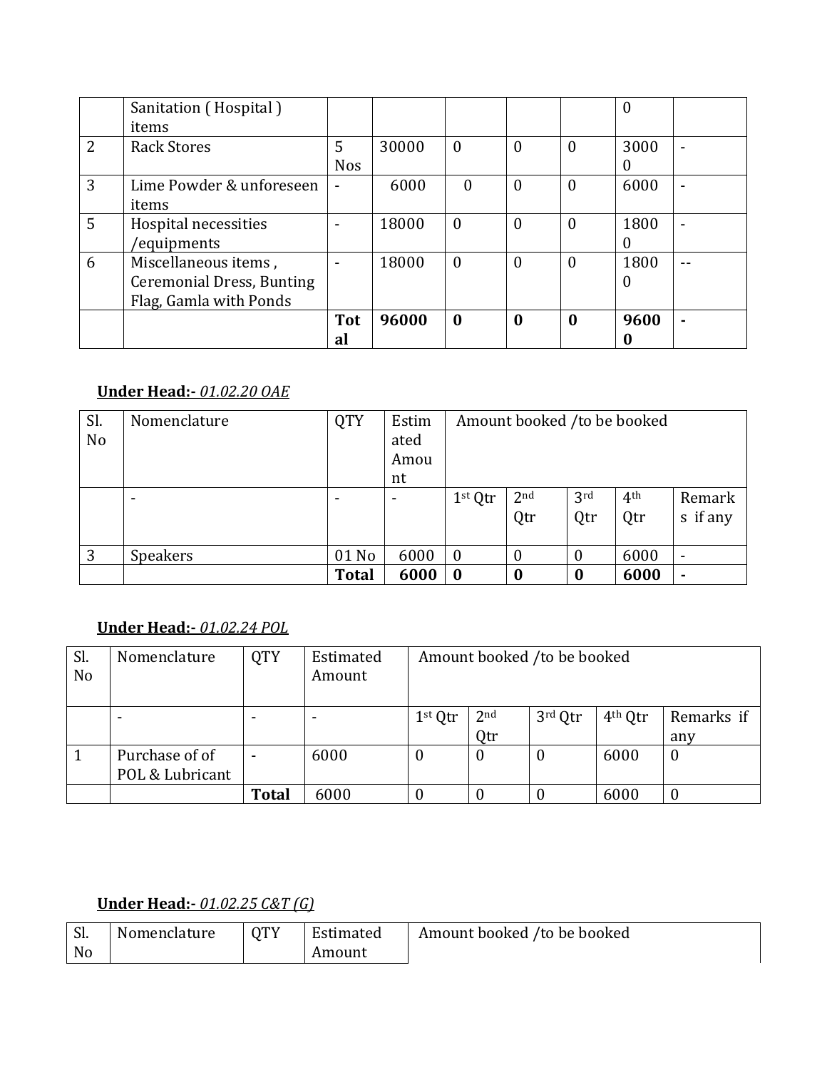|  | Sanitation ( Hospital ) items |  |  |  |  |  | 0 |  |
|---|---|---|---|---|---|---|---|---|
| 2 | Rack Stores | 5 Nos | 30000 | 0 | 0 | 0 | 30000 | - |
| 3 | Lime Powder & unforeseen items | - | 6000 | 0 | 0 | 0 | 6000 | - |
| 5 | Hospital necessities /equipments | - | 18000 | 0 | 0 | 0 | 18000 | - |
| 6 | Miscellaneous items , Ceremonial Dress, Bunting Flag, Gamla with Ponds | - | 18000 | 0 | 0 | 0 | 18000 | -- |
|  |  | **Total** | **96000** | **0** | **0** | **0** | **96000** | **-** |

**Under Head:-** *01.02.20 OAE*

| Sl. No | Nomenclature | QTY | Estimated Amount | Amount booked /to be booked | | | | |
|---|---|---|---|---|---|---|---|---|
|  | - | - | - | 1st Qtr | 2nd Qtr | 3rd Qtr | 4th Qtr | Remarks if any |
| 3 | Speakers | 01 No | 6000 | 0 | 0 | 0 | 6000 | - |
|  |  | **Total** | **6000** | **0** | **0** | **0** | **6000** | **-** |

**Under Head:-** *01.02.24 POL*

| Sl. No | Nomenclature | QTY | Estimated Amount | Amount booked /to be booked | | | | |
|---|---|---|---|---|---|---|---|---|
|  | - | - | - | 1st Qtr | 2nd Qtr | 3rd Qtr | 4th Qtr | Remarks if any |
| 1 | Purchase of of POL & Lubricant | - | 6000 | 0 | 0 | 0 | 6000 | 0 |
|  |  | **Total** | 6000 | 0 | 0 | 0 | 6000 | 0 |

**Under Head:-** *01.02.25 C&T (G)*

| Sl. No | Nomenclature | QTY | Estimated Amount | Amount booked /to be booked |
|---|---|---|---|---|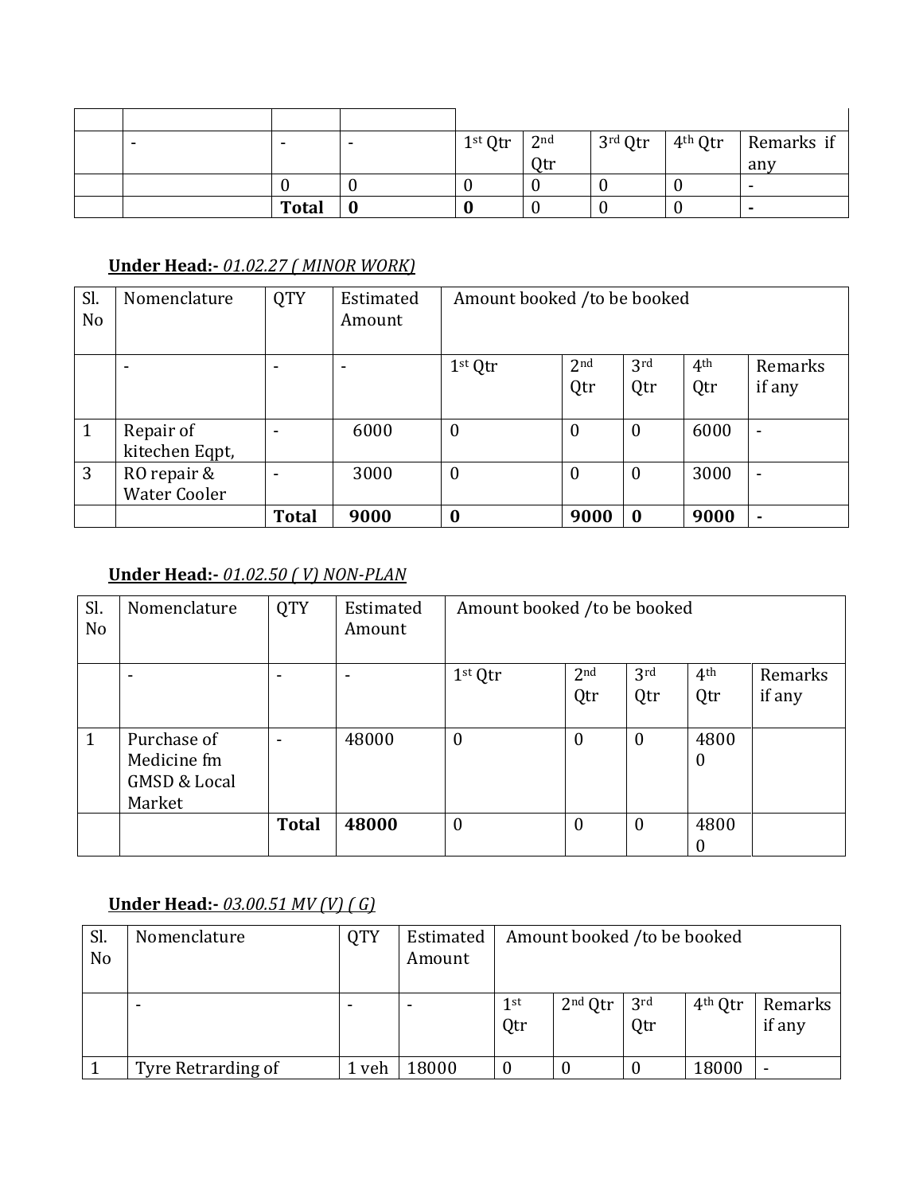| | | | | | | | | |
|---|---|---|---|---|---|---|---|---|
| | - | - | - | 1st Qtr | 2nd Qtr | 3rd Qtr | 4th Qtr | Remarks if any |
| | | 0 | 0 | 0 | 0 | 0 | 0 | - |
| | | **Total** | **0** | **0** | 0 | 0 | 0 | **-** |

**Under Head:-** *01.02.27 ( MINOR WORK)*

| Sl. No | Nomenclature | QTY | Estimated Amount | Amount booked /to be booked | | | | |
|---|---|---|---|---|---|---|---|---|
| | - | - | - | 1st Qtr | 2nd Qtr | 3rd Qtr | 4th Qtr | Remarks if any |
| 1 | Repair of kitechen Eqpt, | - | 6000 | 0 | 0 | 0 | 6000 | - |
| 3 | RO repair & Water Cooler | - | 3000 | 0 | 0 | 0 | 3000 | - |
| | | **Total** | **9000** | **0** | **9000** | **0** | **9000** | **-** |

**Under Head:-** *01.02.50 ( V) NON-PLAN*

| Sl. No | Nomenclature | QTY | Estimated Amount | Amount booked /to be booked | | | | |
|---|---|---|---|---|---|---|---|---|
| | - | - | - | 1st Qtr | 2nd Qtr | 3rd Qtr | 4th Qtr | Remarks if any |
| 1 | Purchase of Medicine fm GMSD & Local Market | - | 48000 | 0 | 0 | 0 | 48000 | |
| | | **Total** | **48000** | 0 | 0 | 0 | 48000 | |

**Under Head:-** *03.00.51 MV (V) ( G)*

| Sl. No | Nomenclature | QTY | Estimated Amount | Amount booked /to be booked | | | | |
|---|---|---|---|---|---|---|---|---|
| | - | - | - | 1st Qtr | 2nd Qtr | 3rd Qtr | 4th Qtr | Remarks if any |
| 1 | Tyre Retrarding of | 1 veh | 18000 | 0 | 0 | 0 | 18000 | - |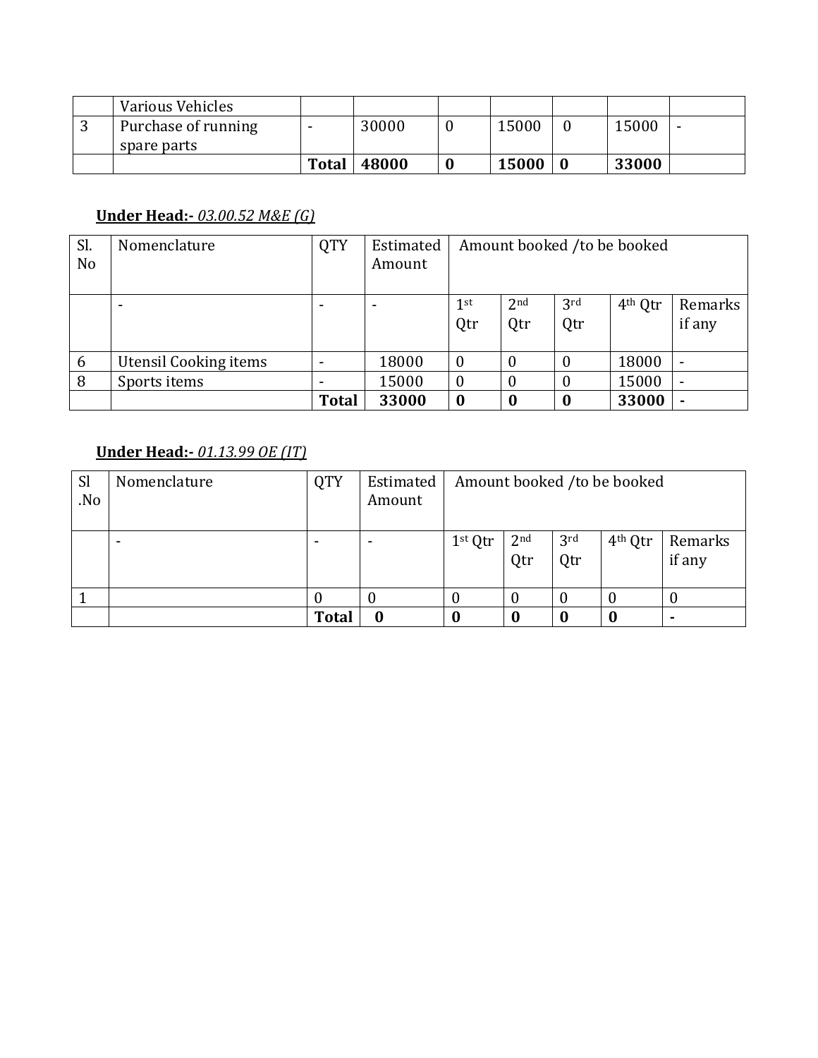| | | | | | | | | |
|---|---|---|---|---|---|---|---|---|
| | Various Vehicles | | | | | | | |
| 3 | Purchase of running spare parts | - | 30000 | 0 | 15000 | 0 | 15000 | - |
| | | **Total** | **48000** | **0** | **15000** | **0** | **33000** | |

**Under Head:-** *03.00.52 M&E (G)*

| Sl. No | Nomenclature | QTY | Estimated Amount | Amount booked /to be booked | | | | |
|---|---|---|---|---|---|---|---|---|
| | - | - | - | 1st Qtr | 2nd Qtr | 3rd Qtr | 4th Qtr | Remarks if any |
| 6 | Utensil Cooking items | - | 18000 | 0 | 0 | 0 | 18000 | - |
| 8 | Sports items | - | 15000 | 0 | 0 | 0 | 15000 | - |
| | | **Total** | **33000** | **0** | **0** | **0** | **33000** | **-** |

**Under Head:-** *01.13.99 OE (IT)*

| Sl .No | Nomenclature | QTY | Estimated Amount | Amount booked /to be booked | | | | |
|---|---|---|---|---|---|---|---|---|
| | - | - | - | 1st Qtr | 2nd Qtr | 3rd Qtr | 4th Qtr | Remarks if any |
| 1 | | 0 | 0 | 0 | 0 | 0 | 0 | 0 |
| | | **Total** | **0** | **0** | **0** | **0** | **0** | **-** |